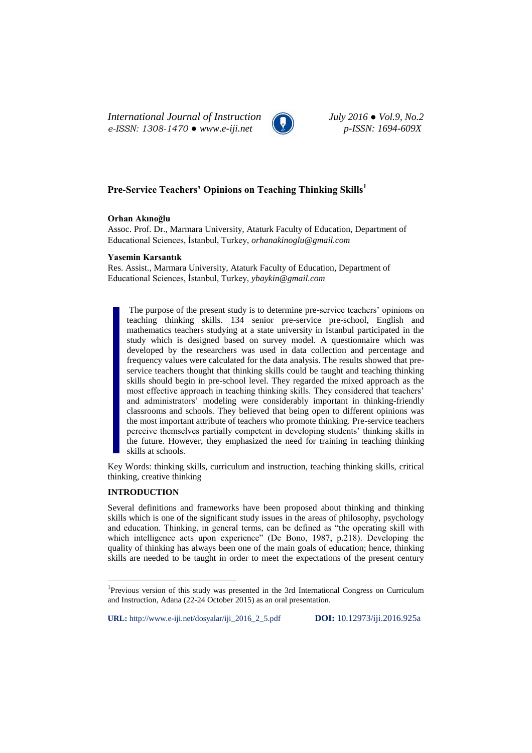# Pre-Service Teachers' Opinions on Teaching Thinking Skills[1]

**Orhan Akınoğlu**

Assoc. Prof. Dr., Marmara University, Ataturk Faculty of Education, Department of Educational Sciences, İstanbul, Turkey, *orhanakinoglu@gmail.com*

**Yasemin Karsantık**

Res. Assist., Marmara University, Ataturk Faculty of Education, Department of Educational Sciences, İstanbul, Turkey, *ybaykin@gmail.com*

> The purpose of the present study is to determine pre-service teachers' opinions on teaching thinking skills. 134 senior pre-service pre-school, English and mathematics teachers studying at a state university in Istanbul participated in the study which is designed based on survey model. A questionnaire which was developed by the researchers was used in data collection and percentage and frequency values were calculated for the data analysis. The results showed that pre-service teachers thought that thinking skills could be taught and teaching thinking skills should begin in pre-school level. They regarded the mixed approach as the most effective approach in teaching thinking skills. They considered that teachers' and administrators' modeling were considerably important in thinking-friendly classrooms and schools. They believed that being open to different opinions was the most important attribute of teachers who promote thinking. Pre-service teachers perceive themselves partially competent in developing students' thinking skills in the future. However, they emphasized the need for training in teaching thinking skills at schools.

Key Words: thinking skills, curriculum and instruction, teaching thinking skills, critical thinking, creative thinking

## INTRODUCTION

Several definitions and frameworks have been proposed about thinking and thinking skills which is one of the significant study issues in the areas of philosophy, psychology and education. Thinking, in general terms, can be defined as "the operating skill with which intelligence acts upon experience" (De Bono, 1987, p.218). Developing the quality of thinking has always been one of the main goals of education; hence, thinking skills are needed to be taught in order to meet the expectations of the present century

---

[1]Previous version of this study was presented in the 3rd International Congress on Curriculum and Instruction, Adana (22-24 October 2015) as an oral presentation.

**URL:** http://www.e-iji.net/dosyalar/iji_2016_2_5.pdf **DOI:** 10.12973/iji.2016.925a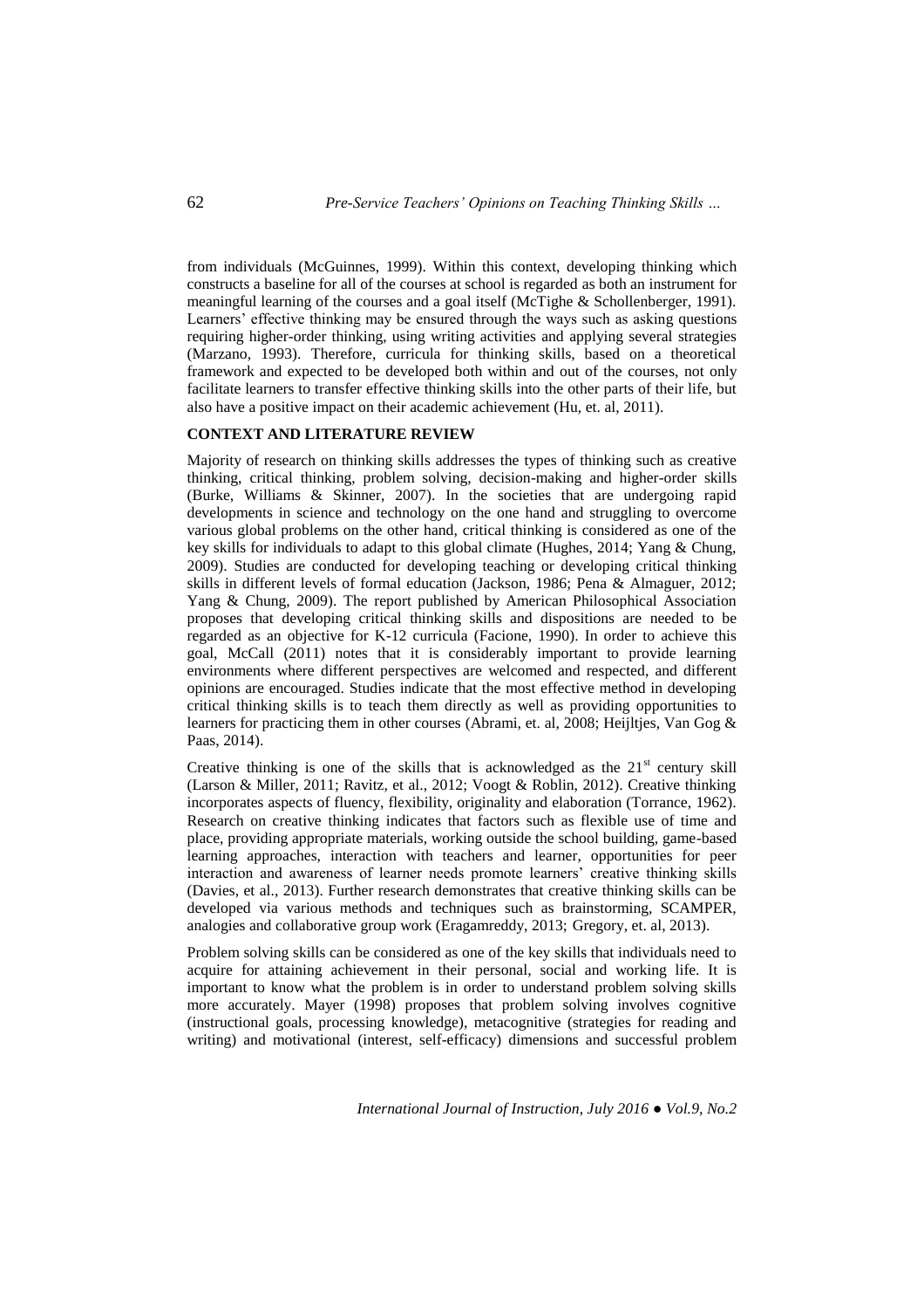from individuals (McGuinnes, 1999). Within this context, developing thinking which constructs a baseline for all of the courses at school is regarded as both an instrument for meaningful learning of the courses and a goal itself (McTighe & Schollenberger, 1991). Learners' effective thinking may be ensured through the ways such as asking questions requiring higher-order thinking, using writing activities and applying several strategies (Marzano, 1993). Therefore, curricula for thinking skills, based on a theoretical framework and expected to be developed both within and out of the courses, not only facilitate learners to transfer effective thinking skills into the other parts of their life, but also have a positive impact on their academic achievement (Hu, et. al, 2011).

## CONTEXT AND LITERATURE REVIEW

Majority of research on thinking skills addresses the types of thinking such as creative thinking, critical thinking, problem solving, decision-making and higher-order skills (Burke, Williams & Skinner, 2007). In the societies that are undergoing rapid developments in science and technology on the one hand and struggling to overcome various global problems on the other hand, critical thinking is considered as one of the key skills for individuals to adapt to this global climate (Hughes, 2014; Yang & Chung, 2009). Studies are conducted for developing teaching or developing critical thinking skills in different levels of formal education (Jackson, 1986; Pena & Almaguer, 2012; Yang & Chung, 2009). The report published by American Philosophical Association proposes that developing critical thinking skills and dispositions are needed to be regarded as an objective for K-12 curricula (Facione, 1990). In order to achieve this goal, McCall (2011) notes that it is considerably important to provide learning environments where different perspectives are welcomed and respected, and different opinions are encouraged. Studies indicate that the most effective method in developing critical thinking skills is to teach them directly as well as providing opportunities to learners for practicing them in other courses (Abrami, et. al, 2008; Heijltjes, Van Gog & Paas, 2014).

Creative thinking is one of the skills that is acknowledged as the 21st century skill (Larson & Miller, 2011; Ravitz, et al., 2012; Voogt & Roblin, 2012). Creative thinking incorporates aspects of fluency, flexibility, originality and elaboration (Torrance, 1962). Research on creative thinking indicates that factors such as flexible use of time and place, providing appropriate materials, working outside the school building, game-based learning approaches, interaction with teachers and learner, opportunities for peer interaction and awareness of learner needs promote learners' creative thinking skills (Davies, et al., 2013). Further research demonstrates that creative thinking skills can be developed via various methods and techniques such as brainstorming, SCAMPER, analogies and collaborative group work (Eragamreddy, 2013; Gregory, et. al, 2013).

Problem solving skills can be considered as one of the key skills that individuals need to acquire for attaining achievement in their personal, social and working life. It is important to know what the problem is in order to understand problem solving skills more accurately. Mayer (1998) proposes that problem solving involves cognitive (instructional goals, processing knowledge), metacognitive (strategies for reading and writing) and motivational (interest, self-efficacy) dimensions and successful problem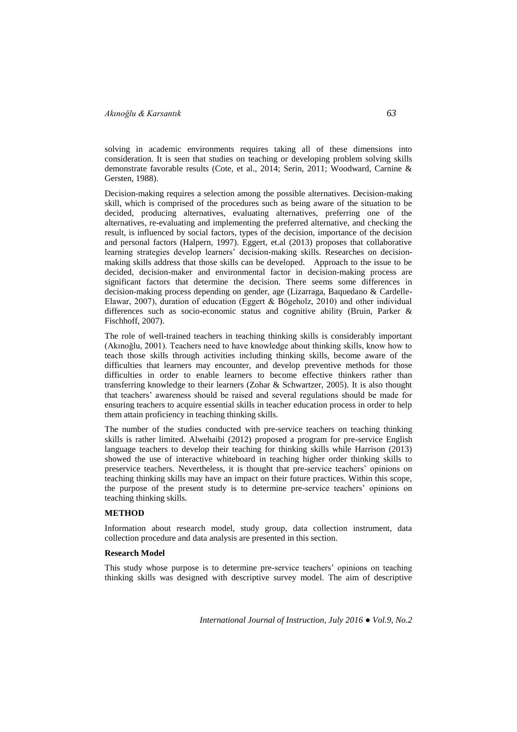solving in academic environments requires taking all of these dimensions into consideration. It is seen that studies on teaching or developing problem solving skills demonstrate favorable results (Cote, et al., 2014; Serin, 2011; Woodward, Carnine & Gersten, 1988).

Decision-making requires a selection among the possible alternatives. Decision-making skill, which is comprised of the procedures such as being aware of the situation to be decided, producing alternatives, evaluating alternatives, preferring one of the alternatives, re-evaluating and implementing the preferred alternative, and checking the result, is influenced by social factors, types of the decision, importance of the decision and personal factors (Halpern, 1997). Eggert, et.al (2013) proposes that collaborative learning strategies develop learners' decision-making skills. Researches on decision-making skills address that those skills can be developed. Approach to the issue to be decided, decision-maker and environmental factor in decision-making process are significant factors that determine the decision. There seems some differences in decision-making process depending on gender, age (Lizarraga, Baquedano & Cardelle-Elawar, 2007), duration of education (Eggert & Bögeholz, 2010) and other individual differences such as socio-economic status and cognitive ability (Bruin, Parker & Fischhoff, 2007).

The role of well-trained teachers in teaching thinking skills is considerably important (Akınoğlu, 2001). Teachers need to have knowledge about thinking skills, know how to teach those skills through activities including thinking skills, become aware of the difficulties that learners may encounter, and develop preventive methods for those difficulties in order to enable learners to become effective thinkers rather than transferring knowledge to their learners (Zohar & Schwartzer, 2005). It is also thought that teachers' awareness should be raised and several regulations should be made for ensuring teachers to acquire essential skills in teacher education process in order to help them attain proficiency in teaching thinking skills.

The number of the studies conducted with pre-service teachers on teaching thinking skills is rather limited. Alwehaibi (2012) proposed a program for pre-service English language teachers to develop their teaching for thinking skills while Harrison (2013) showed the use of interactive whiteboard in teaching higher order thinking skills to preservice teachers. Nevertheless, it is thought that pre-service teachers' opinions on teaching thinking skills may have an impact on their future practices. Within this scope, the purpose of the present study is to determine pre-service teachers' opinions on teaching thinking skills.

## METHOD

Information about research model, study group, data collection instrument, data collection procedure and data analysis are presented in this section.

### Research Model

This study whose purpose is to determine pre-service teachers' opinions on teaching thinking skills was designed with descriptive survey model. The aim of descriptive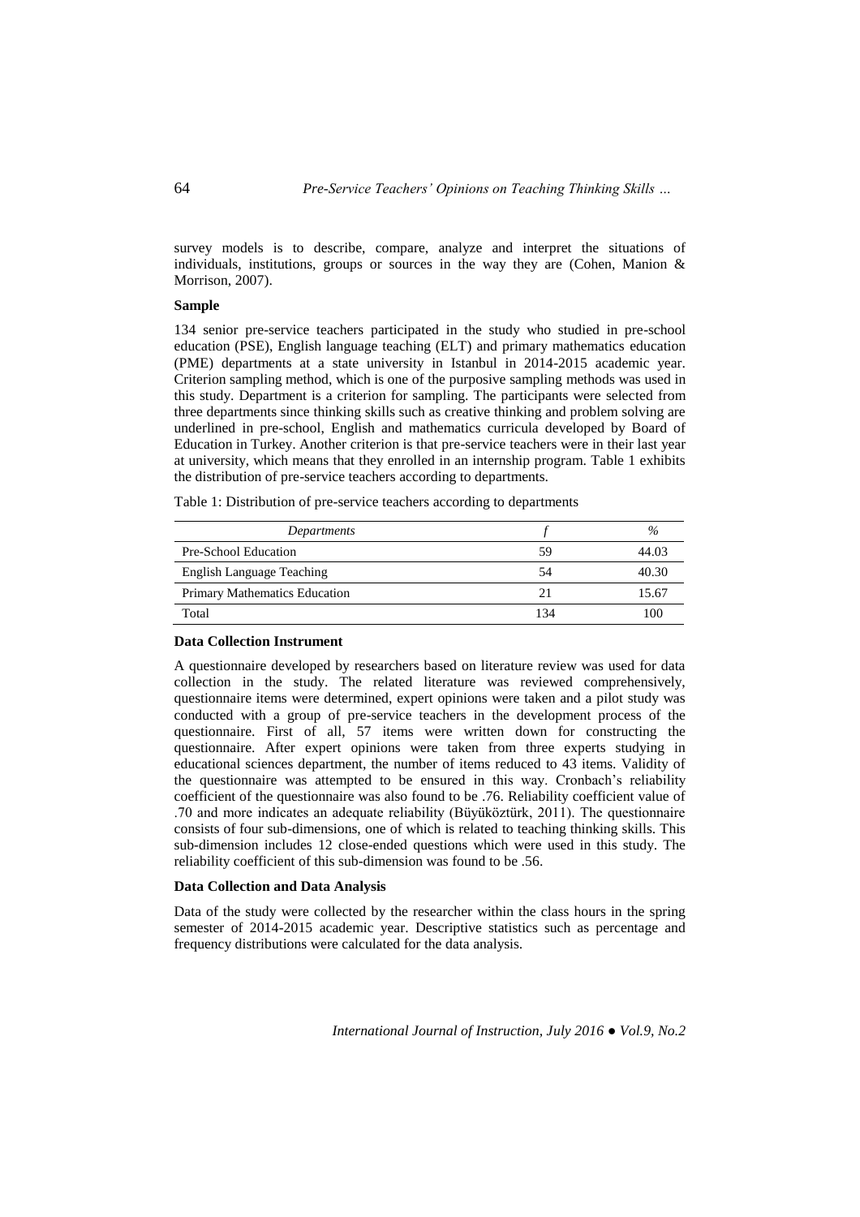survey models is to describe, compare, analyze and interpret the situations of individuals, institutions, groups or sources in the way they are (Cohen, Manion & Morrison, 2007).

**Sample**

134 senior pre-service teachers participated in the study who studied in pre-school education (PSE), English language teaching (ELT) and primary mathematics education (PME) departments at a state university in Istanbul in 2014-2015 academic year. Criterion sampling method, which is one of the purposive sampling methods was used in this study. Department is a criterion for sampling. The participants were selected from three departments since thinking skills such as creative thinking and problem solving are underlined in pre-school, English and mathematics curricula developed by Board of Education in Turkey. Another criterion is that pre-service teachers were in their last year at university, which means that they enrolled in an internship program. Table 1 exhibits the distribution of pre-service teachers according to departments.

Table 1: Distribution of pre-service teachers according to departments

| *Departments* | *f* | *%* |
| --- | --- | --- |
| Pre-School Education | 59 | 44.03 |
| English Language Teaching | 54 | 40.30 |
| Primary Mathematics Education | 21 | 15.67 |
| Total | 134 | 100 |

**Data Collection Instrument**

A questionnaire developed by researchers based on literature review was used for data collection in the study. The related literature was reviewed comprehensively, questionnaire items were determined, expert opinions were taken and a pilot study was conducted with a group of pre-service teachers in the development process of the questionnaire. First of all, 57 items were written down for constructing the questionnaire. After expert opinions were taken from three experts studying in educational sciences department, the number of items reduced to 43 items. Validity of the questionnaire was attempted to be ensured in this way. Cronbach's reliability coefficient of the questionnaire was also found to be .76. Reliability coefficient value of .70 and more indicates an adequate reliability (Büyüköztürk, 2011). The questionnaire consists of four sub-dimensions, one of which is related to teaching thinking skills. This sub-dimension includes 12 close-ended questions which were used in this study. The reliability coefficient of this sub-dimension was found to be .56.

**Data Collection and Data Analysis**

Data of the study were collected by the researcher within the class hours in the spring semester of 2014-2015 academic year. Descriptive statistics such as percentage and frequency distributions were calculated for the data analysis.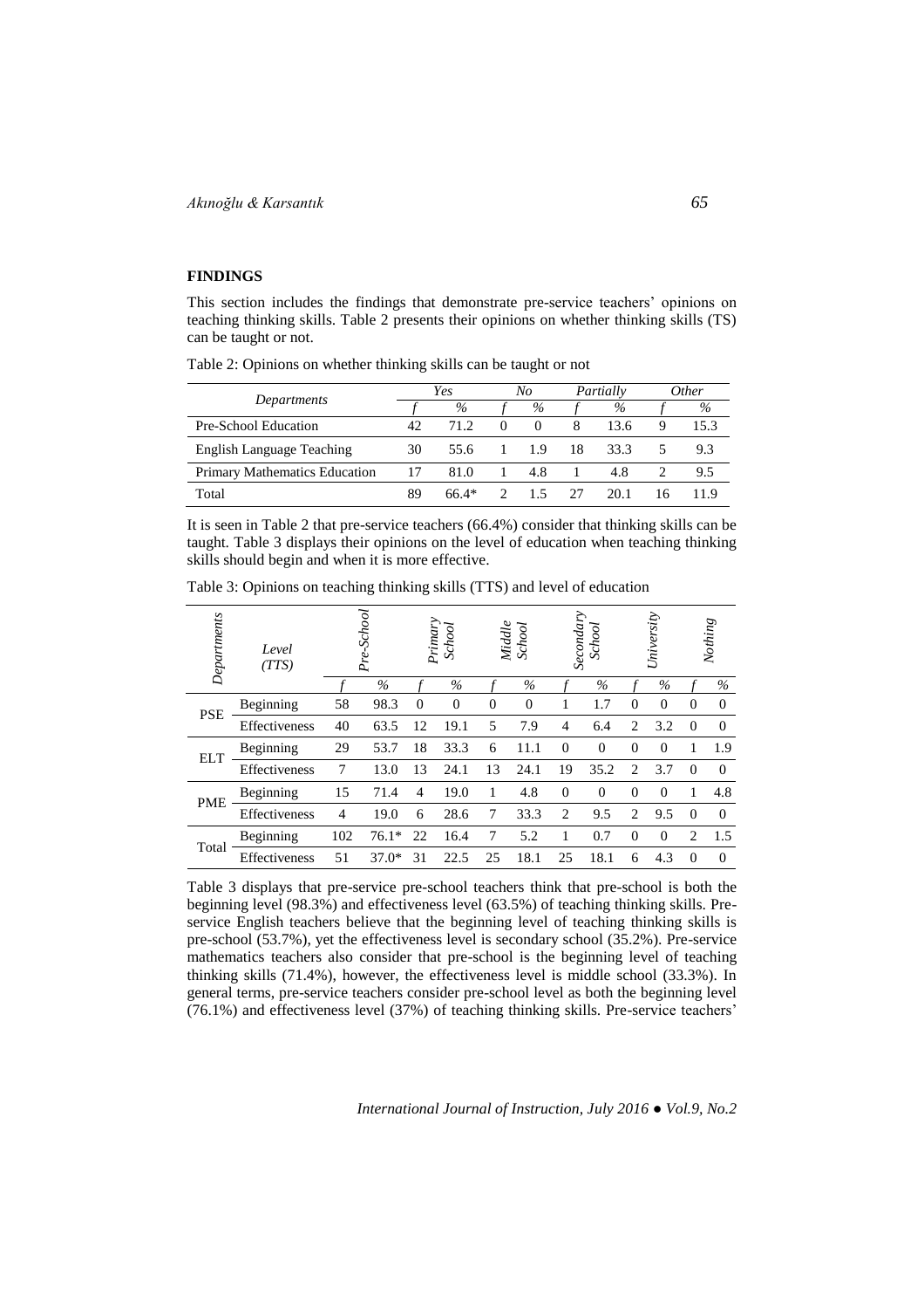## FINDINGS

This section includes the findings that demonstrate pre-service teachers' opinions on teaching thinking skills. Table 2 presents their opinions on whether thinking skills (TS) can be taught or not.

Table 2: Opinions on whether thinking skills can be taught or not

| *Departments* | *Yes* | | *No* | | *Partially* | | *Other* | |
|---|---|---|---|---|---|---|---|---|
| | *f* | *%* | *f* | *%* | *f* | *%* | *f* | *%* |
| Pre-School Education | 42 | 71.2 | 0 | 0 | 8 | 13.6 | 9 | 15.3 |
| English Language Teaching | 30 | 55.6 | 1 | 1.9 | 18 | 33.3 | 5 | 9.3 |
| Primary Mathematics Education | 17 | 81.0 | 1 | 4.8 | 1 | 4.8 | 2 | 9.5 |
| Total | 89 | 66.4* | 2 | 1.5 | 27 | 20.1 | 16 | 11.9 |

It is seen in Table 2 that pre-service teachers (66.4%) consider that thinking skills can be taught. Table 3 displays their opinions on the level of education when teaching thinking skills should begin and when it is more effective.

Table 3: Opinions on teaching thinking skills (TTS) and level of education

| *Departments* | *Level (TTS)* | *Pre-School* | | *Primary School* | | *Middle School* | | *Secondary School* | | *University* | | *Nothing* | |
|---|---|---|---|---|---|---|---|---|---|---|---|---|---|
| | | *f* | *%* | *f* | *%* | *f* | *%* | *f* | *%* | *f* | *%* | *f* | *%* |
| PSE | Beginning | 58 | 98.3 | 0 | 0 | 0 | 0 | 1 | 1.7 | 0 | 0 | 0 | 0 |
| | Effectiveness | 40 | 63.5 | 12 | 19.1 | 5 | 7.9 | 4 | 6.4 | 2 | 3.2 | 0 | 0 |
| ELT | Beginning | 29 | 53.7 | 18 | 33.3 | 6 | 11.1 | 0 | 0 | 0 | 0 | 1 | 1.9 |
| | Effectiveness | 7 | 13.0 | 13 | 24.1 | 13 | 24.1 | 19 | 35.2 | 2 | 3.7 | 0 | 0 |
| PME | Beginning | 15 | 71.4 | 4 | 19.0 | 1 | 4.8 | 0 | 0 | 0 | 0 | 1 | 4.8 |
| | Effectiveness | 4 | 19.0 | 6 | 28.6 | 7 | 33.3 | 2 | 9.5 | 2 | 9.5 | 0 | 0 |
| Total | Beginning | 102 | 76.1* | 22 | 16.4 | 7 | 5.2 | 1 | 0.7 | 0 | 0 | 2 | 1.5 |
| | Effectiveness | 51 | 37.0* | 31 | 22.5 | 25 | 18.1 | 25 | 18.1 | 6 | 4.3 | 0 | 0 |

Table 3 displays that pre-service pre-school teachers think that pre-school is both the beginning level (98.3%) and effectiveness level (63.5%) of teaching thinking skills. Pre-service English teachers believe that the beginning level of teaching thinking skills is pre-school (53.7%), yet the effectiveness level is secondary school (35.2%). Pre-service mathematics teachers also consider that pre-school is the beginning level of teaching thinking skills (71.4%), however, the effectiveness level is middle school (33.3%). In general terms, pre-service teachers consider pre-school level as both the beginning level (76.1%) and effectiveness level (37%) of teaching thinking skills. Pre-service teachers'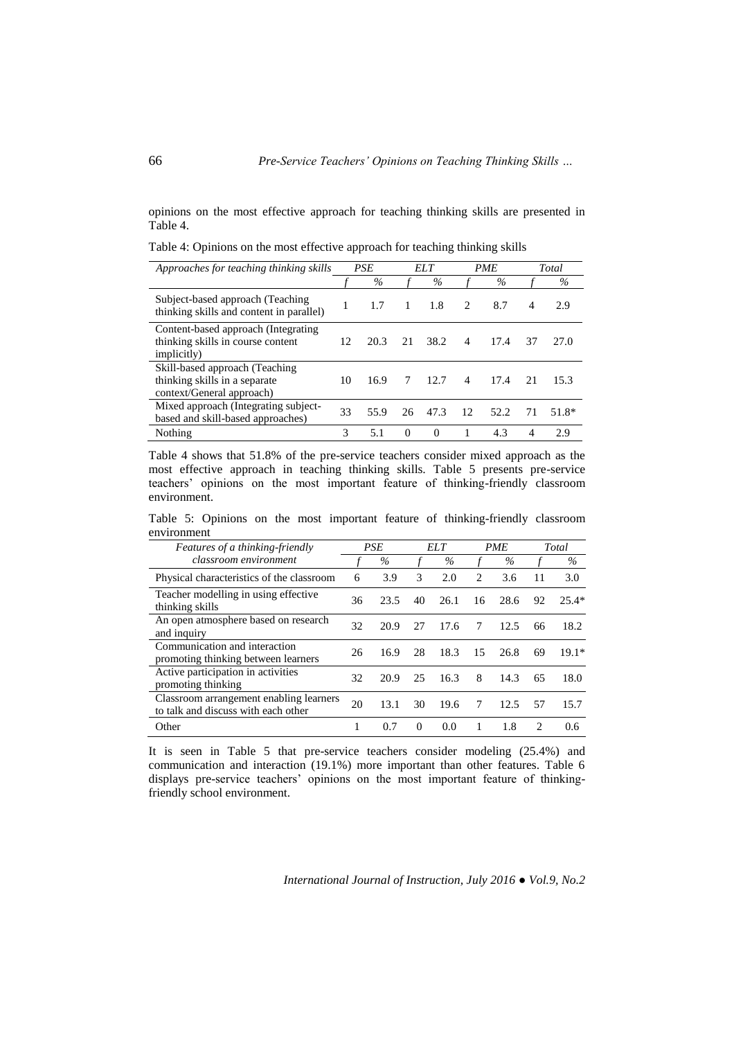opinions on the most effective approach for teaching thinking skills are presented in Table 4.

Table 4: Opinions on the most effective approach for teaching thinking skills

| *Approaches for teaching thinking skills* | *PSE* | | *ELT* | | *PME* | | *Total* | |
|---|---|---|---|---|---|---|---|---|
| | *f* | *%* | *f* | *%* | *f* | *%* | *f* | *%* |
| Subject-based approach (Teaching thinking skills and content in parallel) | 1 | 1.7 | 1 | 1.8 | 2 | 8.7 | 4 | 2.9 |
| Content-based approach (Integrating thinking skills in course content implicitly) | 12 | 20.3 | 21 | 38.2 | 4 | 17.4 | 37 | 27.0 |
| Skill-based approach (Teaching thinking skills in a separate context/General approach) | 10 | 16.9 | 7 | 12.7 | 4 | 17.4 | 21 | 15.3 |
| Mixed approach (Integrating subject-based and skill-based approaches) | 33 | 55.9 | 26 | 47.3 | 12 | 52.2 | 71 | 51.8* |
| Nothing | 3 | 5.1 | 0 | 0 | 1 | 4.3 | 4 | 2.9 |

Table 4 shows that 51.8% of the pre-service teachers consider mixed approach as the most effective approach in teaching thinking skills. Table 5 presents pre-service teachers' opinions on the most important feature of thinking-friendly classroom environment.

Table 5: Opinions on the most important feature of thinking-friendly classroom environment

| *Features of a thinking-friendly classroom environment* | *PSE* | | *ELT* | | *PME* | | *Total* | |
|---|---|---|---|---|---|---|---|---|
| | *f* | *%* | *f* | *%* | *f* | *%* | *f* | *%* |
| Physical characteristics of the classroom | 6 | 3.9 | 3 | 2.0 | 2 | 3.6 | 11 | 3.0 |
| Teacher modelling in using effective thinking skills | 36 | 23.5 | 40 | 26.1 | 16 | 28.6 | 92 | 25.4* |
| An open atmosphere based on research and inquiry | 32 | 20.9 | 27 | 17.6 | 7 | 12.5 | 66 | 18.2 |
| Communication and interaction promoting thinking between learners | 26 | 16.9 | 28 | 18.3 | 15 | 26.8 | 69 | 19.1* |
| Active participation in activities promoting thinking | 32 | 20.9 | 25 | 16.3 | 8 | 14.3 | 65 | 18.0 |
| Classroom arrangement enabling learners to talk and discuss with each other | 20 | 13.1 | 30 | 19.6 | 7 | 12.5 | 57 | 15.7 |
| Other | 1 | 0.7 | 0 | 0.0 | 1 | 1.8 | 2 | 0.6 |

It is seen in Table 5 that pre-service teachers consider modeling (25.4%) and communication and interaction (19.1%) more important than other features. Table 6 displays pre-service teachers' opinions on the most important feature of thinking-friendly school environment.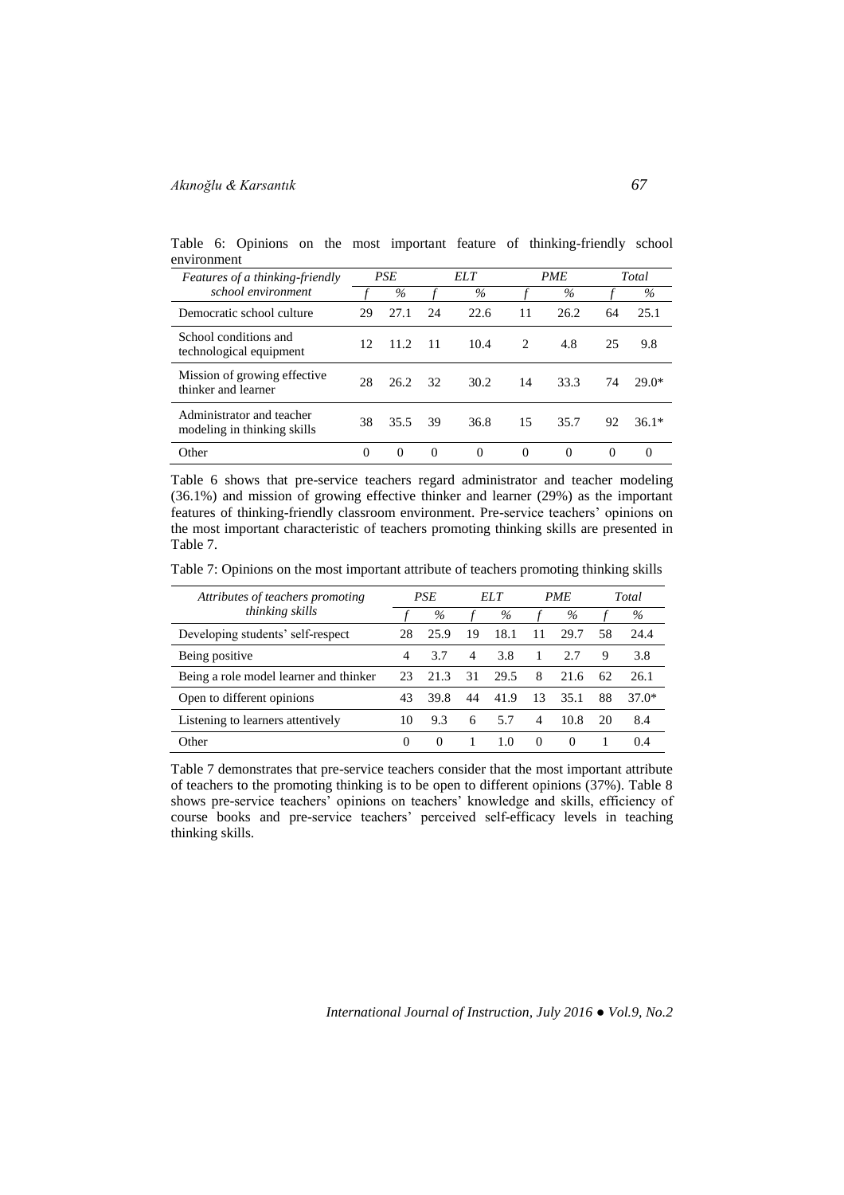Table 6: Opinions on the most important feature of thinking-friendly school environment

| *Features of a thinking-friendly school environment* | *PSE* | | *ELT* | | *PME* | | *Total* | |
|---|---|---|---|---|---|---|---|---|
| | *f* | *%* | *f* | *%* | *f* | *%* | *f* | *%* |
| Democratic school culture | 29 | 27.1 | 24 | 22.6 | 11 | 26.2 | 64 | 25.1 |
| School conditions and technological equipment | 12 | 11.2 | 11 | 10.4 | 2 | 4.8 | 25 | 9.8 |
| Mission of growing effective thinker and learner | 28 | 26.2 | 32 | 30.2 | 14 | 33.3 | 74 | 29.0* |
| Administrator and teacher modeling in thinking skills | 38 | 35.5 | 39 | 36.8 | 15 | 35.7 | 92 | 36.1* |
| Other | 0 | 0 | 0 | 0 | 0 | 0 | 0 | 0 |

Table 6 shows that pre-service teachers regard administrator and teacher modeling (36.1%) and mission of growing effective thinker and learner (29%) as the important features of thinking-friendly classroom environment. Pre-service teachers' opinions on the most important characteristic of teachers promoting thinking skills are presented in Table 7.

Table 7: Opinions on the most important attribute of teachers promoting thinking skills

| *Attributes of teachers promoting thinking skills* | *PSE* | | *ELT* | | *PME* | | *Total* | |
|---|---|---|---|---|---|---|---|---|
| | *f* | *%* | *f* | *%* | *f* | *%* | *f* | *%* |
| Developing students' self-respect | 28 | 25.9 | 19 | 18.1 | 11 | 29.7 | 58 | 24.4 |
| Being positive | 4 | 3.7 | 4 | 3.8 | 1 | 2.7 | 9 | 3.8 |
| Being a role model learner and thinker | 23 | 21.3 | 31 | 29.5 | 8 | 21.6 | 62 | 26.1 |
| Open to different opinions | 43 | 39.8 | 44 | 41.9 | 13 | 35.1 | 88 | 37.0* |
| Listening to learners attentively | 10 | 9.3 | 6 | 5.7 | 4 | 10.8 | 20 | 8.4 |
| Other | 0 | 0 | 1 | 1.0 | 0 | 0 | 1 | 0.4 |

Table 7 demonstrates that pre-service teachers consider that the most important attribute of teachers to the promoting thinking is to be open to different opinions (37%). Table 8 shows pre-service teachers' opinions on teachers' knowledge and skills, efficiency of course books and pre-service teachers' perceived self-efficacy levels in teaching thinking skills.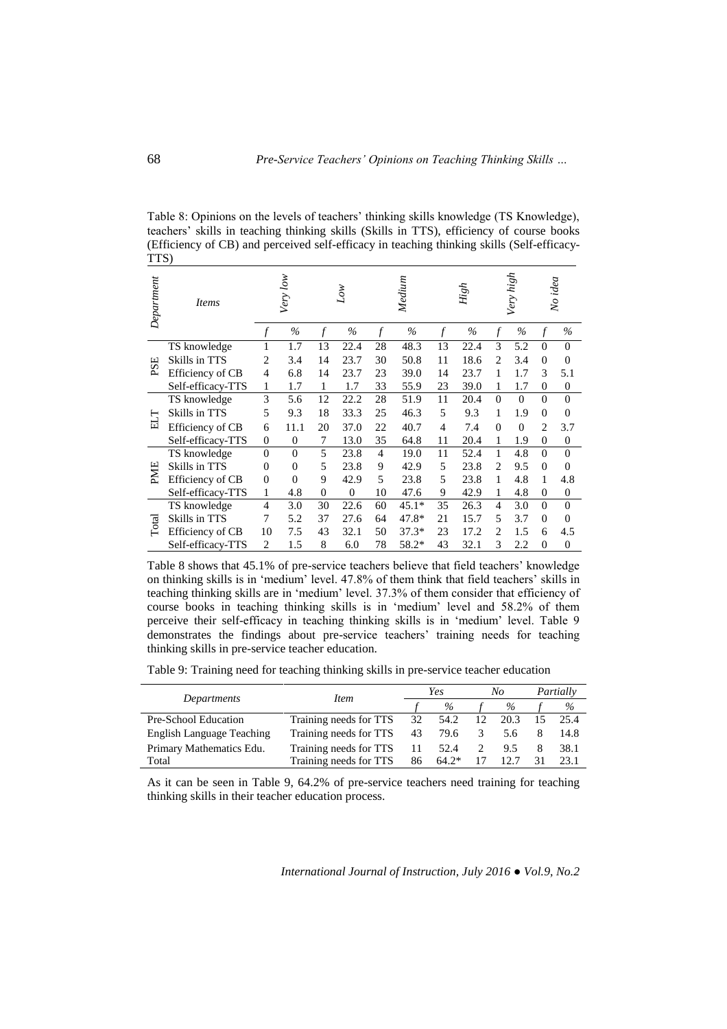Table 8: Opinions on the levels of teachers' thinking skills knowledge (TS Knowledge), teachers' skills in teaching thinking skills (Skills in TTS), efficiency of course books (Efficiency of CB) and perceived self-efficacy in teaching thinking skills (Self-efficacy-TTS)

| *Department* | *Items* | *Very low* | | *Low* | | *Medium* | | *High* | | *Very high* | | *No idea* | |
|---|---|---|---|---|---|---|---|---|---|---|---|---|---|
| | | *f* | *%* | *f* | *%* | *f* | *%* | *f* | *%* | *f* | *%* | *f* | *%* |
| PSE | TS knowledge | 1 | 1.7 | 13 | 22.4 | 28 | 48.3 | 13 | 22.4 | 3 | 5.2 | 0 | 0 |
| | Skills in TTS | 2 | 3.4 | 14 | 23.7 | 30 | 50.8 | 11 | 18.6 | 2 | 3.4 | 0 | 0 |
| | Efficiency of CB | 4 | 6.8 | 14 | 23.7 | 23 | 39.0 | 14 | 23.7 | 1 | 1.7 | 3 | 5.1 |
| | Self-efficacy-TTS | 1 | 1.7 | 1 | 1.7 | 33 | 55.9 | 23 | 39.0 | 1 | 1.7 | 0 | 0 |
| ELT | TS knowledge | 3 | 5.6 | 12 | 22.2 | 28 | 51.9 | 11 | 20.4 | 0 | 0 | 0 | 0 |
| | Skills in TTS | 5 | 9.3 | 18 | 33.3 | 25 | 46.3 | 5 | 9.3 | 1 | 1.9 | 0 | 0 |
| | Efficiency of CB | 6 | 11.1 | 20 | 37.0 | 22 | 40.7 | 4 | 7.4 | 0 | 0 | 2 | 3.7 |
| | Self-efficacy-TTS | 0 | 0 | 7 | 13.0 | 35 | 64.8 | 11 | 20.4 | 1 | 1.9 | 0 | 0 |
| PME | TS knowledge | 0 | 0 | 5 | 23.8 | 4 | 19.0 | 11 | 52.4 | 1 | 4.8 | 0 | 0 |
| | Skills in TTS | 0 | 0 | 5 | 23.8 | 9 | 42.9 | 5 | 23.8 | 2 | 9.5 | 0 | 0 |
| | Efficiency of CB | 0 | 0 | 9 | 42.9 | 5 | 23.8 | 5 | 23.8 | 1 | 4.8 | 1 | 4.8 |
| | Self-efficacy-TTS | 1 | 4.8 | 0 | 0 | 10 | 47.6 | 9 | 42.9 | 1 | 4.8 | 0 | 0 |
| Total | TS knowledge | 4 | 3.0 | 30 | 22.6 | 60 | 45.1* | 35 | 26.3 | 4 | 3.0 | 0 | 0 |
| | Skills in TTS | 7 | 5.2 | 37 | 27.6 | 64 | 47.8* | 21 | 15.7 | 5 | 3.7 | 0 | 0 |
| | Efficiency of CB | 10 | 7.5 | 43 | 32.1 | 50 | 37.3* | 23 | 17.2 | 2 | 1.5 | 6 | 4.5 |
| | Self-efficacy-TTS | 2 | 1.5 | 8 | 6.0 | 78 | 58.2* | 43 | 32.1 | 3 | 2.2 | 0 | 0 |

Table 8 shows that 45.1% of pre-service teachers believe that field teachers' knowledge on thinking skills is in 'medium' level. 47.8% of them think that field teachers' skills in teaching thinking skills are in 'medium' level. 37.3% of them consider that efficiency of course books in teaching thinking skills is in 'medium' level and 58.2% of them perceive their self-efficacy in teaching thinking skills is in 'medium' level. Table 9 demonstrates the findings about pre-service teachers' training needs for teaching thinking skills in pre-service teacher education.

Table 9: Training need for teaching thinking skills in pre-service teacher education

| *Departments* | *Item* | *Yes* | | *No* | | *Partially* | |
|---|---|---|---|---|---|---|---|
| | | *f* | *%* | *f* | *%* | *f* | *%* |
| Pre-School Education | Training needs for TTS | 32 | 54.2 | 12 | 20.3 | 15 | 25.4 |
| English Language Teaching | Training needs for TTS | 43 | 79.6 | 3 | 5.6 | 8 | 14.8 |
| Primary Mathematics Edu. | Training needs for TTS | 11 | 52.4 | 2 | 9.5 | 8 | 38.1 |
| Total | Training needs for TTS | 86 | 64.2* | 17 | 12.7 | 31 | 23.1 |

As it can be seen in Table 9, 64.2% of pre-service teachers need training for teaching thinking skills in their teacher education process.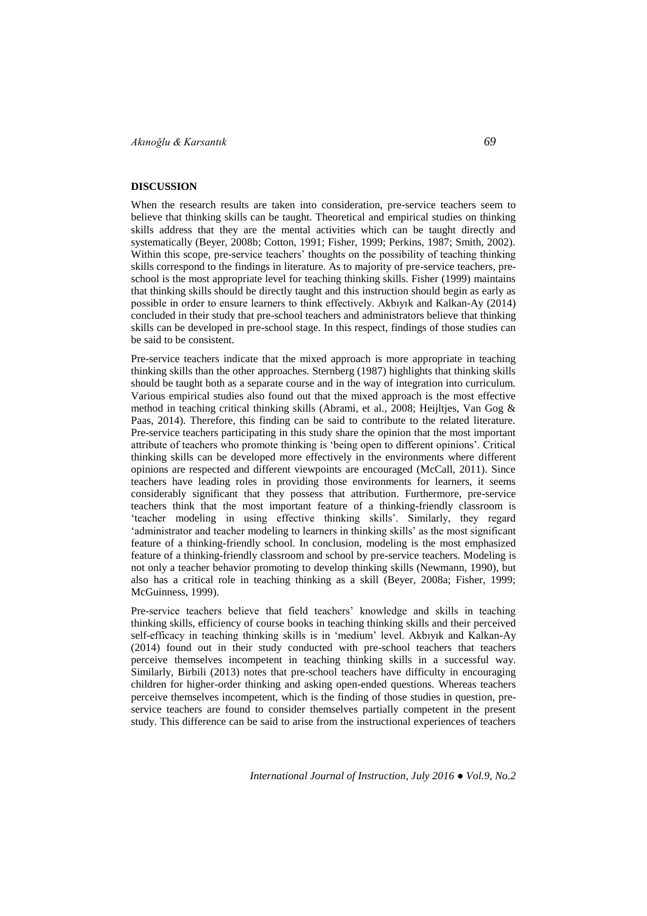## DISCUSSION

When the research results are taken into consideration, pre-service teachers seem to believe that thinking skills can be taught. Theoretical and empirical studies on thinking skills address that they are the mental activities which can be taught directly and systematically (Beyer, 2008b; Cotton, 1991; Fisher, 1999; Perkins, 1987; Smith, 2002). Within this scope, pre-service teachers' thoughts on the possibility of teaching thinking skills correspond to the findings in literature. As to majority of pre-service teachers, pre-school is the most appropriate level for teaching thinking skills. Fisher (1999) maintains that thinking skills should be directly taught and this instruction should begin as early as possible in order to ensure learners to think effectively. Akbıyık and Kalkan-Ay (2014) concluded in their study that pre-school teachers and administrators believe that thinking skills can be developed in pre-school stage. In this respect, findings of those studies can be said to be consistent.

Pre-service teachers indicate that the mixed approach is more appropriate in teaching thinking skills than the other approaches. Sternberg (1987) highlights that thinking skills should be taught both as a separate course and in the way of integration into curriculum. Various empirical studies also found out that the mixed approach is the most effective method in teaching critical thinking skills (Abrami, et al., 2008; Heijltjes, Van Gog & Paas, 2014). Therefore, this finding can be said to contribute to the related literature. Pre-service teachers participating in this study share the opinion that the most important attribute of teachers who promote thinking is 'being open to different opinions'. Critical thinking skills can be developed more effectively in the environments where different opinions are respected and different viewpoints are encouraged (McCall, 2011). Since teachers have leading roles in providing those environments for learners, it seems considerably significant that they possess that attribution. Furthermore, pre-service teachers think that the most important feature of a thinking-friendly classroom is 'teacher modeling in using effective thinking skills'. Similarly, they regard 'administrator and teacher modeling to learners in thinking skills' as the most significant feature of a thinking-friendly school. In conclusion, modeling is the most emphasized feature of a thinking-friendly classroom and school by pre-service teachers. Modeling is not only a teacher behavior promoting to develop thinking skills (Newmann, 1990), but also has a critical role in teaching thinking as a skill (Beyer, 2008a; Fisher, 1999; McGuinness, 1999).

Pre-service teachers believe that field teachers' knowledge and skills in teaching thinking skills, efficiency of course books in teaching thinking skills and their perceived self-efficacy in teaching thinking skills is in 'medium' level. Akbıyık and Kalkan-Ay (2014) found out in their study conducted with pre-school teachers that teachers perceive themselves incompetent in teaching thinking skills in a successful way. Similarly, Birbili (2013) notes that pre-school teachers have difficulty in encouraging children for higher-order thinking and asking open-ended questions. Whereas teachers perceive themselves incompetent, which is the finding of those studies in question, pre-service teachers are found to consider themselves partially competent in the present study. This difference can be said to arise from the instructional experiences of teachers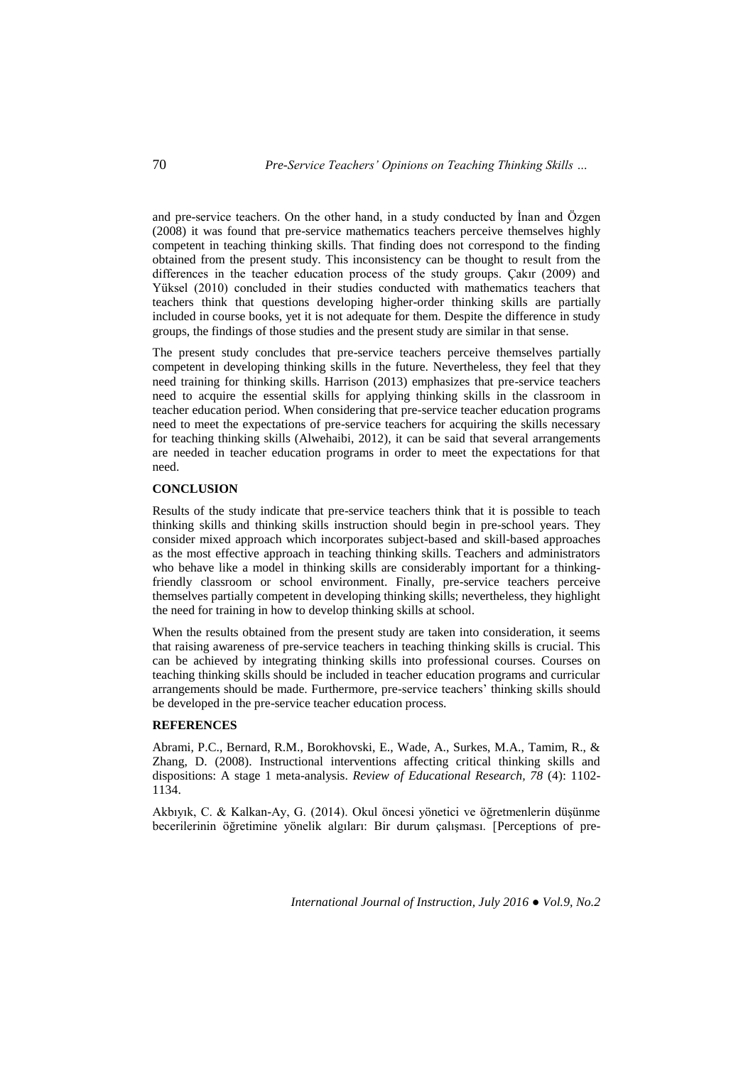and pre-service teachers. On the other hand, in a study conducted by İnan and Özgen (2008) it was found that pre-service mathematics teachers perceive themselves highly competent in teaching thinking skills. That finding does not correspond to the finding obtained from the present study. This inconsistency can be thought to result from the differences in the teacher education process of the study groups. Çakır (2009) and Yüksel (2010) concluded in their studies conducted with mathematics teachers that teachers think that questions developing higher-order thinking skills are partially included in course books, yet it is not adequate for them. Despite the difference in study groups, the findings of those studies and the present study are similar in that sense.

The present study concludes that pre-service teachers perceive themselves partially competent in developing thinking skills in the future. Nevertheless, they feel that they need training for thinking skills. Harrison (2013) emphasizes that pre-service teachers need to acquire the essential skills for applying thinking skills in the classroom in teacher education period. When considering that pre-service teacher education programs need to meet the expectations of pre-service teachers for acquiring the skills necessary for teaching thinking skills (Alwehaibi, 2012), it can be said that several arrangements are needed in teacher education programs in order to meet the expectations for that need.

## CONCLUSION

Results of the study indicate that pre-service teachers think that it is possible to teach thinking skills and thinking skills instruction should begin in pre-school years. They consider mixed approach which incorporates subject-based and skill-based approaches as the most effective approach in teaching thinking skills. Teachers and administrators who behave like a model in thinking skills are considerably important for a thinking-friendly classroom or school environment. Finally, pre-service teachers perceive themselves partially competent in developing thinking skills; nevertheless, they highlight the need for training in how to develop thinking skills at school.

When the results obtained from the present study are taken into consideration, it seems that raising awareness of pre-service teachers in teaching thinking skills is crucial. This can be achieved by integrating thinking skills into professional courses. Courses on teaching thinking skills should be included in teacher education programs and curricular arrangements should be made. Furthermore, pre-service teachers' thinking skills should be developed in the pre-service teacher education process.

## REFERENCES

Abrami, P.C., Bernard, R.M., Borokhovski, E., Wade, A., Surkes, M.A., Tamim, R., & Zhang, D. (2008). Instructional interventions affecting critical thinking skills and dispositions: A stage 1 meta-analysis. *Review of Educational Research, 78* (4): 1102-1134.

Akbıyık, C. & Kalkan-Ay, G. (2014). Okul öncesi yönetici ve öğretmenlerin düşünme becerilerinin öğretimine yönelik algıları: Bir durum çalışması. [Perceptions of pre-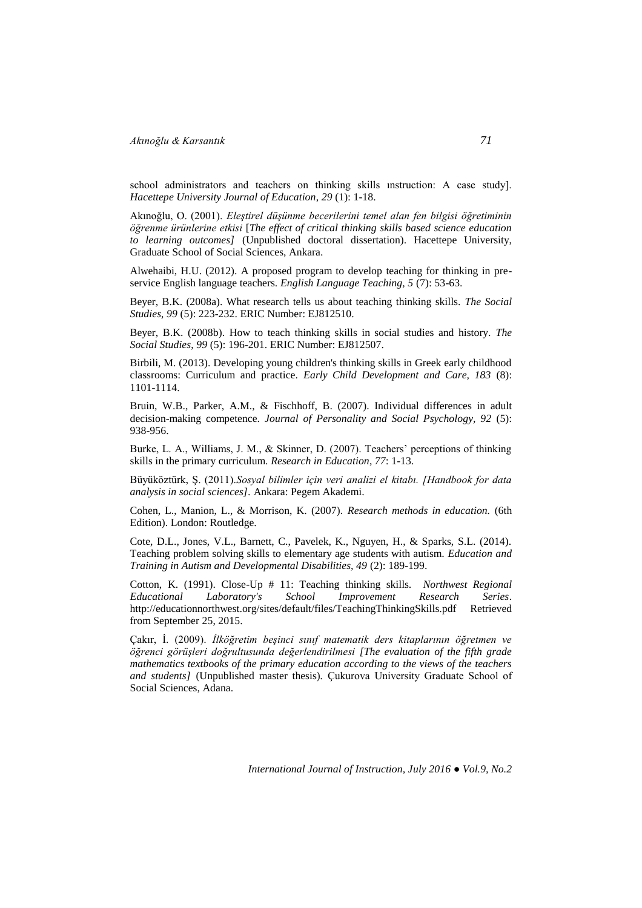school administrators and teachers on thinking skills ınstruction: A case study]. *Hacettepe University Journal of Education*, *29* (1): 1-18.

Akınoğlu, O. (2001). *Eleştirel düşünme becerilerini temel alan fen bilgisi öğretiminin öğrenme ürünlerine etkisi* [*The effect of critical thinking skills based science education to learning outcomes]* (Unpublished doctoral dissertation). Hacettepe University, Graduate School of Social Sciences, Ankara.

Alwehaibi, H.U. (2012). A proposed program to develop teaching for thinking in pre-service English language teachers. *English Language Teaching, 5* (7): 53-63.

Beyer, B.K. (2008a). What research tells us about teaching thinking skills. *The Social Studies, 99* (5): 223-232. ERIC Number: EJ812510.

Beyer, B.K. (2008b). How to teach thinking skills in social studies and history. *The Social Studies*, *99* (5): 196-201. ERIC Number: EJ812507.

Birbili, M. (2013). Developing young children's thinking skills in Greek early childhood classrooms: Curriculum and practice. *Early Child Development and Care, 183* (8): 1101-1114.

Bruin, W.B., Parker, A.M., & Fischhoff, B. (2007). Individual differences in adult decision-making competence. *Journal of Personality and Social Psychology*, *92* (5): 938-956.

Burke, L. A., Williams, J. M., & Skinner, D. (2007). Teachers' perceptions of thinking skills in the primary curriculum. *Research in Education*, *77*: 1-13.

Büyüköztürk, Ş. (2011).*Sosyal bilimler için veri analizi el kitabı. [Handbook for data analysis in social sciences]*. Ankara: Pegem Akademi.

Cohen, L., Manion, L., & Morrison, K. (2007). *Research methods in education.* (6th Edition). London: Routledge.

Cote, D.L., Jones, V.L., Barnett, C., Pavelek, K., Nguyen, H., & Sparks, S.L. (2014). Teaching problem solving skills to elementary age students with autism. *Education and Training in Autism and Developmental Disabilities, 49* (2): 189-199.

Cotton, K. (1991). Close-Up # 11: Teaching thinking skills. *Northwest Regional Educational Laboratory's School Improvement Research Series*. http://educationnorthwest.org/sites/default/files/TeachingThinkingSkills.pdf Retrieved from September 25, 2015.

Çakır, İ. (2009). *İlköğretim beşinci sınıf matematik ders kitaplarının öğretmen ve öğrenci görüşleri doğrultusunda değerlendirilmesi [The evaluation of the fifth grade mathematics textbooks of the primary education according to the views of the teachers and students]* (Unpublished master thesis). Çukurova University Graduate School of Social Sciences, Adana.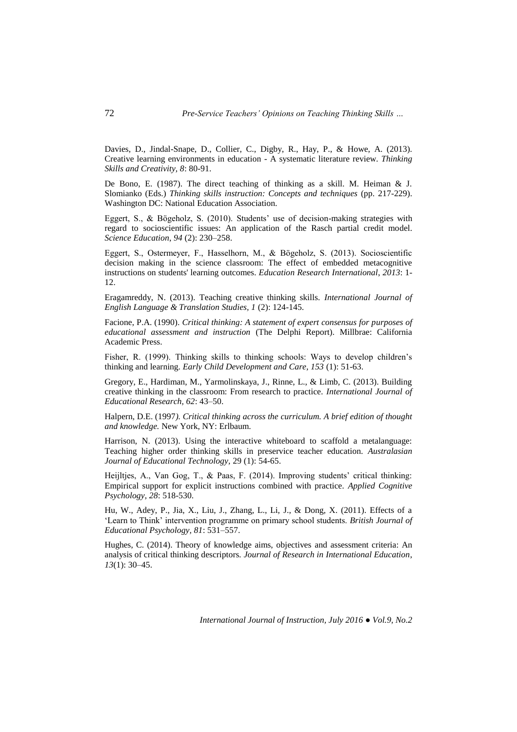Davies, D., Jindal-Snape, D., Collier, C., Digby, R., Hay, P., & Howe, A. (2013). Creative learning environments in education - A systematic literature review. *Thinking Skills and Creativity, 8*: 80-91.

De Bono, E. (1987). The direct teaching of thinking as a skill. M. Heiman & J. Slomianko (Eds.) *Thinking skills instruction: Concepts and techniques* (pp. 217-229). Washington DC: National Education Association.

Eggert, S., & Bögeholz, S. (2010). Students' use of decision-making strategies with regard to socioscientific issues: An application of the Rasch partial credit model. *Science Education*, *94* (2): 230–258.

Eggert, S., Ostermeyer, F., Hasselhorn, M., & Bögeholz, S. (2013). Socioscientific decision making in the science classroom: The effect of embedded metacognitive instructions on students' learning outcomes. *Education Research International*, *2013*: 1-12.

Eragamreddy, N. (2013). Teaching creative thinking skills. *International Journal of English Language & Translation Studies, 1* (2): 124-145.

Facione, P.A. (1990). *Critical thinking: A statement of expert consensus for purposes of educational assessment and instruction* (The Delphi Report). Millbrae: California Academic Press.

Fisher, R. (1999). Thinking skills to thinking schools: Ways to develop children's thinking and learning. *Early Child Development and Care, 153* (1): 51-63.

Gregory, E., Hardiman, M., Yarmolinskaya, J., Rinne, L., & Limb, C. (2013). Building creative thinking in the classroom: From research to practice. *International Journal of Educational Research, 62*: 43–50.

Halpern, D.E. (1997*). Critical thinking across the curriculum. A brief edition of thought and knowledge.* New York, NY: Erlbaum.

Harrison, N. (2013). Using the interactive whiteboard to scaffold a metalanguage: Teaching higher order thinking skills in preservice teacher education. *Australasian Journal of Educational Technology*, 29 (1): 54-65.

Heijltjes, A., Van Gog, T., & Paas, F. (2014). Improving students' critical thinking: Empirical support for explicit instructions combined with practice. *Applied Cognitive Psychology, 28*: 518-530.

Hu, W., Adey, P., Jia, X., Liu, J., Zhang, L., Li, J., & Dong, X. (2011). Effects of a 'Learn to Think' intervention programme on primary school students. *British Journal of Educational Psychology, 81*: 531–557.

Hughes, C. (2014). Theory of knowledge aims, objectives and assessment criteria: An analysis of critical thinking descriptors*. Journal of Research in International Education*, *13*(1): 30–45.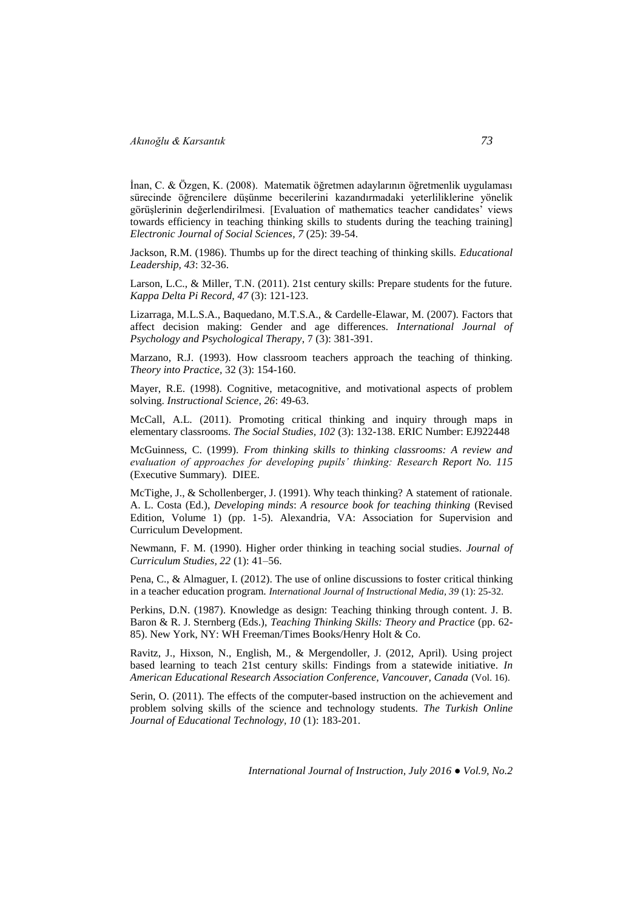İnan, C. & Özgen, K. (2008). Matematik öğretmen adaylarının öğretmenlik uygulaması sürecinde öğrencilere düşünme becerilerini kazandırmadaki yeterliliklerine yönelik görüşlerinin değerlendirilmesi. [Evaluation of mathematics teacher candidates' views towards efficiency in teaching thinking skills to students during the teaching training] *Electronic Journal of Social Sciences*, *7* (25): 39-54.

Jackson, R.M. (1986). Thumbs up for the direct teaching of thinking skills. *Educational Leadership, 43*: 32-36.

Larson, L.C., & Miller, T.N. (2011). 21st century skills: Prepare students for the future. *Kappa Delta Pi Record, 47* (3): 121-123.

Lizarraga, M.L.S.A., Baquedano, M.T.S.A., & Cardelle-Elawar, M. (2007). Factors that affect decision making: Gender and age differences. *International Journal of Psychology and Psychological Therapy*, 7 (3): 381-391.

Marzano, R.J. (1993). How classroom teachers approach the teaching of thinking. *Theory into Practice,* 32 (3): 154-160.

Mayer, R.E. (1998). Cognitive, metacognitive, and motivational aspects of problem solving. *Instructional Science, 26*: 49-63.

McCall, A.L. (2011). Promoting critical thinking and inquiry through maps in elementary classrooms. *The Social Studies, 102* (3): 132-138. ERIC Number: EJ922448

McGuinness, C. (1999). *From thinking skills to thinking classrooms: A review and evaluation of approaches for developing pupils' thinking: Research Report No. 115* (Executive Summary). DIEE.

McTighe, J., & Schollenberger, J. (1991). Why teach thinking? A statement of rationale. A. L. Costa (Ed.), *Developing minds*: *A resource book for teaching thinking* (Revised Edition, Volume 1) (pp. 1-5). Alexandria, VA: Association for Supervision and Curriculum Development.

Newmann, F. M. (1990). Higher order thinking in teaching social studies. *Journal of Curriculum Studies, 22* (1): 41–56.

Pena, C., & Almaguer, I. (2012). The use of online discussions to foster critical thinking in a teacher education program. *International Journal of Instructional Media, 39* (1): 25-32.

Perkins, D.N. (1987). Knowledge as design: Teaching thinking through content. J. B. Baron & R. J. Sternberg (Eds.), *Teaching Thinking Skills: Theory and Practice* (pp. 62-85). New York, NY: WH Freeman/Times Books/Henry Holt & Co.

Ravitz, J., Hixson, N., English, M., & Mergendoller, J. (2012, April). Using project based learning to teach 21st century skills: Findings from a statewide initiative. *In American Educational Research Association Conference, Vancouver, Canada* (Vol. 16).

Serin, O. (2011). The effects of the computer-based instruction on the achievement and problem solving skills of the science and technology students. *The Turkish Online Journal of Educational Technology, 10* (1): 183-201.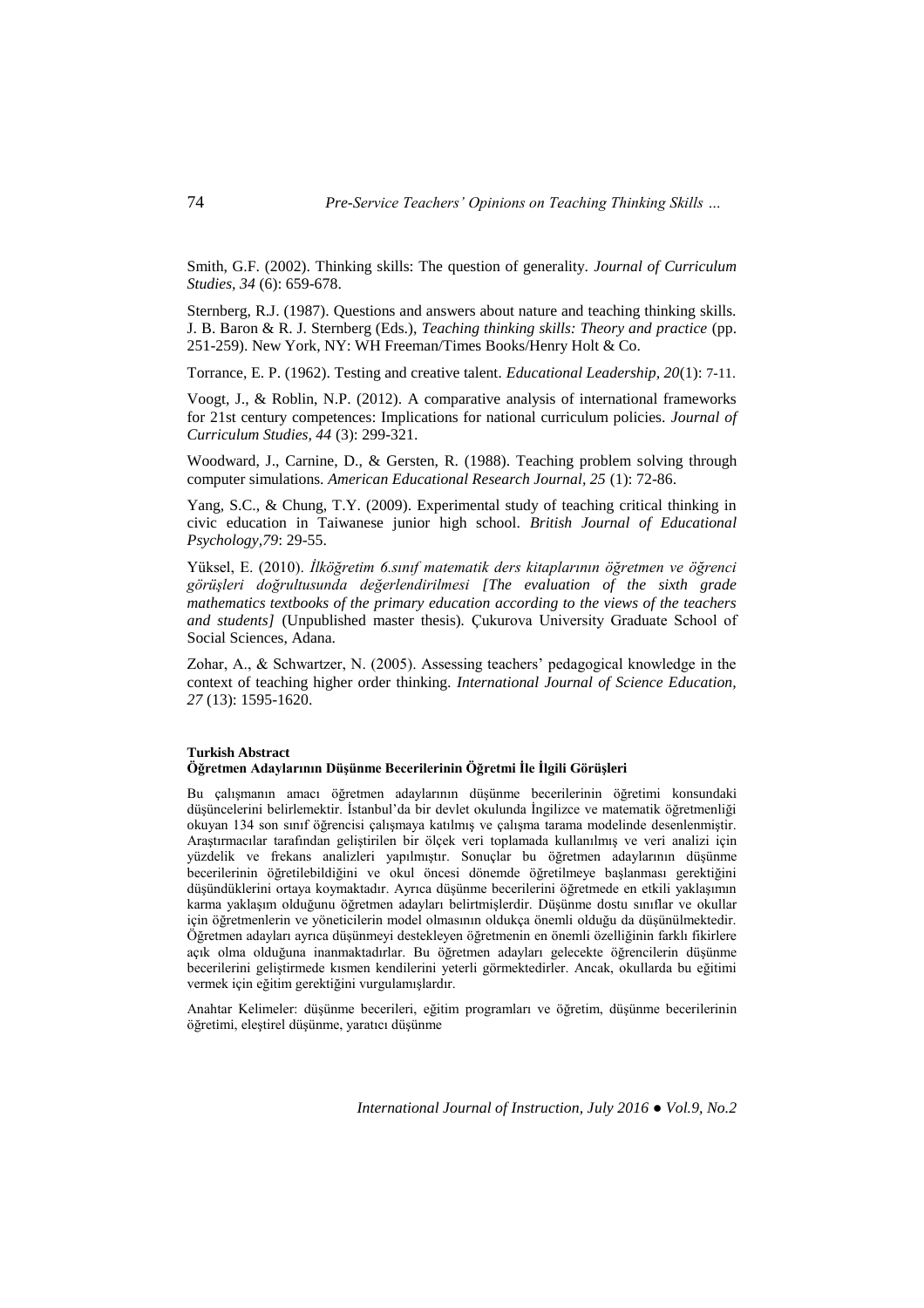Smith, G.F. (2002). Thinking skills: The question of generality. *Journal of Curriculum Studies, 34* (6): 659-678.

Sternberg, R.J. (1987). Questions and answers about nature and teaching thinking skills. J. B. Baron & R. J. Sternberg (Eds.), *Teaching thinking skills: Theory and practice* (pp. 251-259). New York, NY: WH Freeman/Times Books/Henry Holt & Co.

Torrance, E. P. (1962). Testing and creative talent. *Educational Leadership, 20*(1): 7-11.

Voogt, J., & Roblin, N.P. (2012). A comparative analysis of international frameworks for 21st century competences: Implications for national curriculum policies. *Journal of Curriculum Studies, 44* (3): 299-321.

Woodward, J., Carnine, D., & Gersten, R. (1988). Teaching problem solving through computer simulations. *American Educational Research Journal, 25* (1): 72-86.

Yang, S.C., & Chung, T.Y. (2009). Experimental study of teaching critical thinking in civic education in Taiwanese junior high school. *British Journal of Educational Psychology,79*: 29-55.

Yüksel, E. (2010). *İlköğretim 6.sınıf matematik ders kitaplarının öğretmen ve öğrenci görüşleri doğrultusunda değerlendirilmesi [The evaluation of the sixth grade mathematics textbooks of the primary education according to the views of the teachers and students]* (Unpublished master thesis). Çukurova University Graduate School of Social Sciences, Adana.

Zohar, A., & Schwartzer, N. (2005). Assessing teachers' pedagogical knowledge in the context of teaching higher order thinking. *International Journal of Science Education, 27* (13): 1595-1620.

**Turkish Abstract**

**Öğretmen Adaylarının Düşünme Becerilerinin Öğretmi İle İlgili Görüşleri**

Bu çalışmanın amacı öğretmen adaylarının düşünme becerilerinin öğretimi konsundaki düşüncelerini belirlemektir. İstanbul'da bir devlet okulunda İngilizce ve matematik öğretmenliği okuyan 134 son sınıf öğrencisi çalışmaya katılmış ve çalışma tarama modelinde desenlenmiştir. Araştırmacılar tarafından geliştirilen bir ölçek veri toplamada kullanılmış ve veri analizi için yüzdelik ve frekans analizleri yapılmıştır. Sonuçlar bu öğretmen adaylarının düşünme becerilerinin öğretilebildiğini ve okul öncesi dönemde öğretilmeye başlanması gerektiğini düşündüklerini ortaya koymaktadır. Ayrıca düşünme becerilerini öğretmede en etkili yaklaşımın karma yaklaşım olduğunu öğretmen adayları belirtmişlerdir. Düşünme dostu sınıflar ve okullar için öğretmenlerin ve yöneticilerin model olmasının oldukça önemli olduğu da düşünülmektedir. Öğretmen adayları ayrıca düşünmeyi destekleyen öğretmenin en önemli özelliğinin farklı fikirlere açık olma olduğuna inanmaktadırlar. Bu öğretmen adayları gelecekte öğrencilerin düşünme becerilerini geliştirmede kısmen kendilerini yeterli görmektedirler. Ancak, okullarda bu eğitimi vermek için eğitim gerektiğini vurgulamışlardır.

Anahtar Kelimeler: düşünme becerileri, eğitim programları ve öğretim, düşünme becerilerinin öğretimi, eleştirel düşünme, yaratıcı düşünme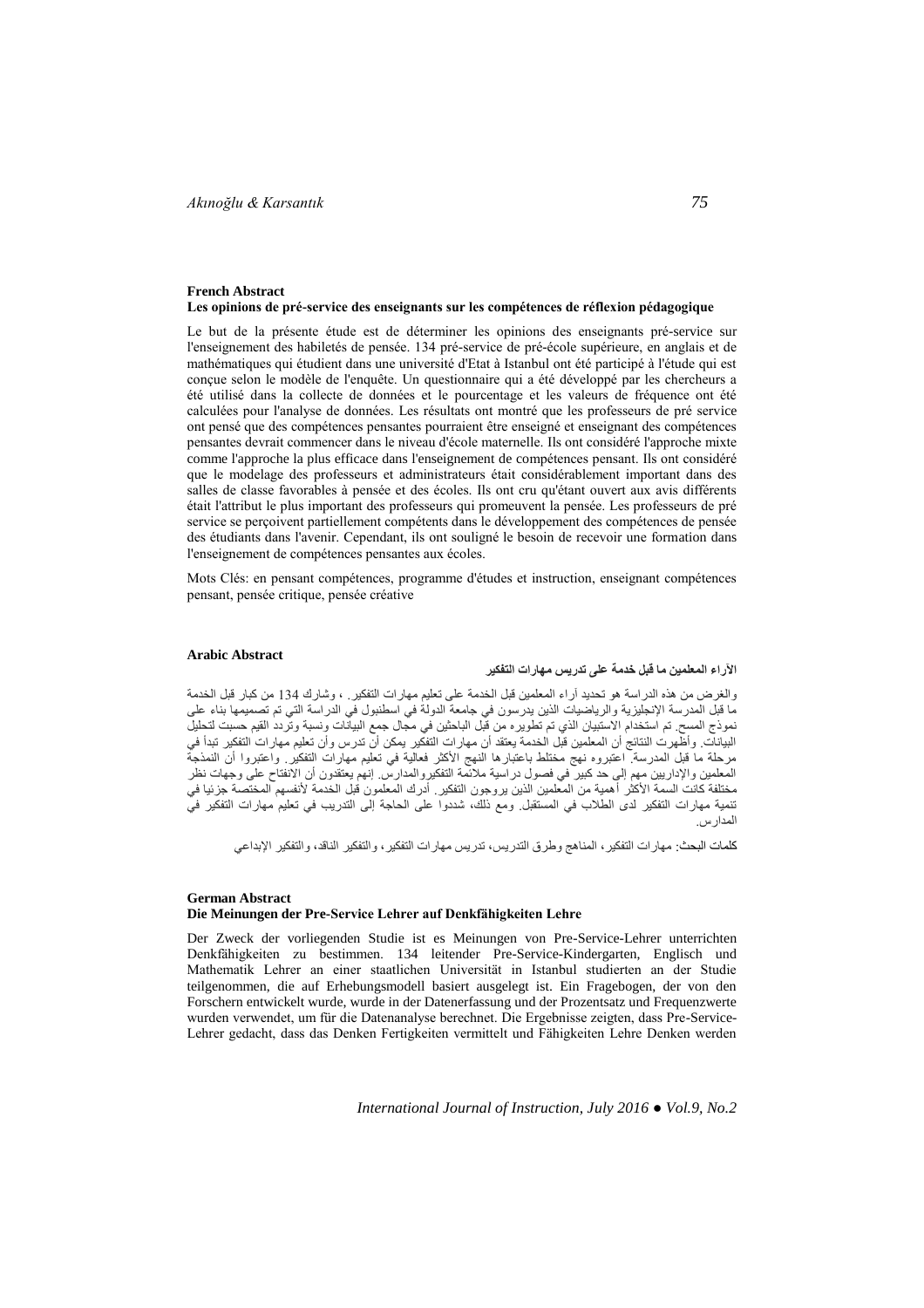**French Abstract**

**Les opinions de pré-service des enseignants sur les compétences de réflexion pédagogique**

Le but de la présente étude est de déterminer les opinions des enseignants pré-service sur l'enseignement des habiletés de pensée. 134 pré-service de pré-école supérieure, en anglais et de mathématiques qui étudient dans une université d'Etat à Istanbul ont été participé à l'étude qui est conçue selon le modèle de l'enquête. Un questionnaire qui a été développé par les chercheurs a été utilisé dans la collecte de données et le pourcentage et les valeurs de fréquence ont été calculées pour l'analyse de données. Les résultats ont montré que les professeurs de pré service ont pensé que des compétences pensantes pourraient être enseigné et enseignant des compétences pensantes devrait commencer dans le niveau d'école maternelle. Ils ont considéré l'approche mixte comme l'approche la plus efficace dans l'enseignement de compétences pensant. Ils ont considéré que le modelage des professeurs et administrateurs était considérablement important dans des salles de classe favorables à pensée et des écoles. Ils ont cru qu'étant ouvert aux avis différents était l'attribut le plus important des professeurs qui promeuvent la pensée. Les professeurs de pré service se perçoivent partiellement compétents dans le développement des compétences de pensée des étudiants dans l'avenir. Cependant, ils ont souligné le besoin de recevoir une formation dans l'enseignement de compétences pensantes aux écoles.

Mots Clés: en pensant compétences, programme d'études et instruction, enseignant compétences pensant, pensée critique, pensée créative

**Arabic Abstract**

**الآراء المعلمين ما قبل خدمة على تدريس مهارات التفكير**

والغرض من هذه الدراسة هو تحديد آراء المعلمين قبل الخدمة على تعليم مهارات التفكير. ، وشارك 134 من كبار قبل الخدمة ما قبل المدرسة الإنجليزية والرياضيات الذين يدرسون في جامعة الدولة في اسطنبول في الدراسة التي تم تصميمها بناء على نموذج المسح. تم استخدام الاستبيان الذي تم تطويره من قبل الباحثين في مجال جمع البيانات ونسبة وتردد القيم حسبت لتحليل البيانات. وأظهرت النتائج أن المعلمين قبل الخدمة يعتقد أن مهارات التفكير يمكن أن تدرس وأن تعليم مهارات التفكير تبدأ في مرحلة ما قبل المدرسة. اعتبروه نهج مختلط باعتبارها النهج الأكثر فعالية في تعليم مهارات التفكير. واعتبروا أن النمذجة المعلمين والإداريين مهم إلى حد كبير في فصول دراسية ملائمة التفكيروالمدارس. إنهم يعتقدون أن الانفتاح على وجهات نظر مختلفة كانت السمة الأكثر أهمية من المعلمين الذين يروجون التفكير. أدرك المعلمون قبل الخدمة لأنفسهم المختصة جزئيا في تنمية مهارات التفكير لدى الطلاب في المستقبل. ومع ذلك، شددوا على الحاجة إلى التدريب في تعليم مهارات التفكير في المدارس.

كلمات البحث: مهارات التفكير، المناهج وطرق التدريس، تدريس مهارات التفكير، والتفكير الناقد، والتفكير الإبداعي

**German Abstract**

**Die Meinungen der Pre-Service Lehrer auf Denkfähigkeiten Lehre**

Der Zweck der vorliegenden Studie ist es Meinungen von Pre-Service-Lehrer unterrichten Denkfähigkeiten zu bestimmen. 134 leitender Pre-Service-Kindergarten, Englisch und Mathematik Lehrer an einer staatlichen Universität in Istanbul studierten an der Studie teilgenommen, die auf Erhebungsmodell basiert ausgelegt ist. Ein Fragebogen, der von den Forschern entwickelt wurde, wurde in der Datenerfassung und der Prozentsatz und Frequenzwerte wurden verwendet, um für die Datenanalyse berechnet. Die Ergebnisse zeigten, dass Pre-Service-Lehrer gedacht, dass das Denken Fertigkeiten vermittelt und Fähigkeiten Lehre Denken werden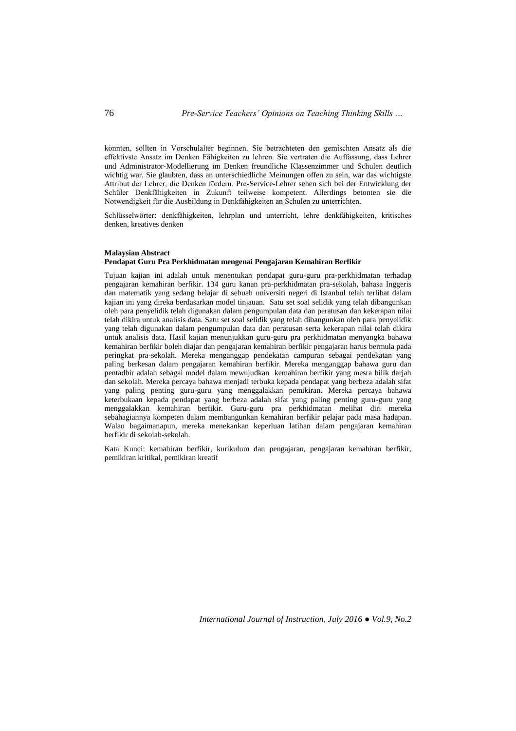könnten, sollten in Vorschulalter beginnen. Sie betrachteten den gemischten Ansatz als die effektivste Ansatz im Denken Fähigkeiten zu lehren. Sie vertraten die Auffassung, dass Lehrer und Administrator-Modellierung im Denken freundliche Klassenzimmer und Schulen deutlich wichtig war. Sie glaubten, dass an unterschiedliche Meinungen offen zu sein, war das wichtigste Attribut der Lehrer, die Denken fördern. Pre-Service-Lehrer sehen sich bei der Entwicklung der Schüler Denkfähigkeiten in Zukunft teilweise kompetent. Allerdings betonten sie die Notwendigkeit für die Ausbildung in Denkfähigkeiten an Schulen zu unterrichten.

Schlüsselwörter: denkfähigkeiten, lehrplan und unterricht, lehre denkfähigkeiten, kritisches denken, kreatives denken

**Malaysian Abstract**
**Pendapat Guru Pra Perkhidmatan mengenai Pengajaran Kemahiran Berfikir**

Tujuan kajian ini adalah untuk menentukan pendapat guru-guru pra-perkhidmatan terhadap pengajaran kemahiran berfikir. 134 guru kanan pra-perkhidmatan pra-sekolah, bahasa Inggeris dan matematik yang sedang belajar di sebuah universiti negeri di Istanbul telah terlibat dalam kajian ini yang direka berdasarkan model tinjauan. Satu set soal selidik yang telah dibangunkan oleh para penyelidik telah digunakan dalam pengumpulan data dan peratusan dan kekerapan nilai telah dikira untuk analisis data. Satu set soal selidik yang telah dibangunkan oleh para penyelidik yang telah digunakan dalam pengumpulan data dan peratusan serta kekerapan nilai telah dikira untuk analisis data. Hasil kajian menunjukkan guru-guru pra perkhidmatan menyangka bahawa kemahiran berfikir boleh diajar dan pengajaran kemahiran berfikir pengajaran harus bermula pada peringkat pra-sekolah. Mereka menganggap pendekatan campuran sebagai pendekatan yang paling berkesan dalam pengajaran kemahiran berfikir. Mereka menganggap bahawa guru dan pentadbir adalah sebagai model dalam mewujudkan kemahiran berfikir yang mesra bilik darjah dan sekolah. Mereka percaya bahawa menjadi terbuka kepada pendapat yang berbeza adalah sifat yang paling penting guru-guru yang menggalakkan pemikiran. Mereka percaya bahawa keterbukaan kepada pendapat yang berbeza adalah sifat yang paling penting guru-guru yang menggalakkan kemahiran berfikir. Guru-guru pra perkhidmatan melihat diri mereka sebahagiannya kompeten dalam membangunkan kemahiran berfikir pelajar pada masa hadapan. Walau bagaimanapun, mereka menekankan keperluan latihan dalam pengajaran kemahiran berfikir di sekolah-sekolah.

Kata Kunci: kemahiran berfikir, kurikulum dan pengajaran, pengajaran kemahiran berfikir, pemikiran kritikal, pemikiran kreatif